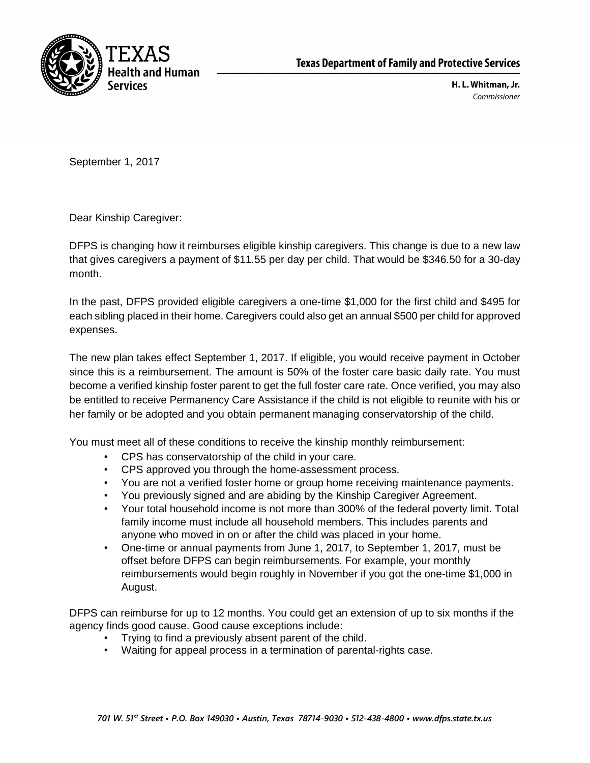TEXAS
Health and Human Services

**Texas Department of Family and Protective Services**

**H. L. Whitman, Jr.**
*Commissioner*

September 1, 2017

Dear Kinship Caregiver:

DFPS is changing how it reimburses eligible kinship caregivers. This change is due to a new law that gives caregivers a payment of $11.55 per day per child. That would be $346.50 for a 30-day month.

In the past, DFPS provided eligible caregivers a one-time $1,000 for the first child and $495 for each sibling placed in their home. Caregivers could also get an annual $500 per child for approved expenses.

The new plan takes effect September 1, 2017. If eligible, you would receive payment in October since this is a reimbursement. The amount is 50% of the foster care basic daily rate. You must become a verified kinship foster parent to get the full foster care rate. Once verified, you may also be entitled to receive Permanency Care Assistance if the child is not eligible to reunite with his or her family or be adopted and you obtain permanent managing conservatorship of the child.

You must meet all of these conditions to receive the kinship monthly reimbursement:

- CPS has conservatorship of the child in your care.
- CPS approved you through the home-assessment process.
- You are not a verified foster home or group home receiving maintenance payments.
- You previously signed and are abiding by the Kinship Caregiver Agreement.
- Your total household income is not more than 300% of the federal poverty limit. Total family income must include all household members. This includes parents and anyone who moved in on or after the child was placed in your home.
- One-time or annual payments from June 1, 2017, to September 1, 2017, must be offset before DFPS can begin reimbursements. For example, your monthly reimbursements would begin roughly in November if you got the one-time $1,000 in August.

DFPS can reimburse for up to 12 months. You could get an extension of up to six months if the agency finds good cause. Good cause exceptions include:

- Trying to find a previously absent parent of the child.
- Waiting for appeal process in a termination of parental-rights case.

*701 W. 51st Street • P.O. Box 149030 • Austin, Texas 78714-9030 • 512-438-4800 • www.dfps.state.tx.us*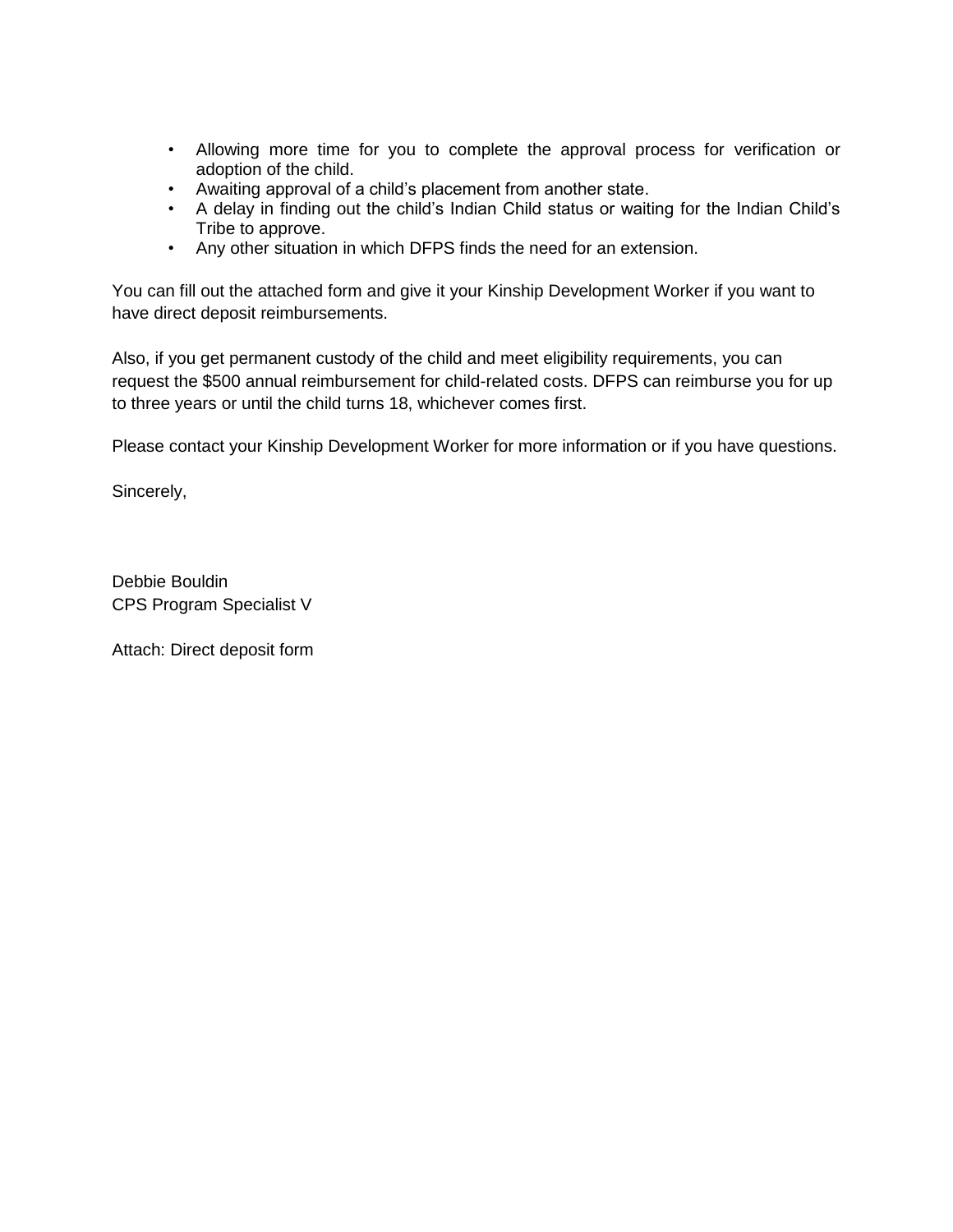- Allowing more time for you to complete the approval process for verification or adoption of the child.
- Awaiting approval of a child's placement from another state.
- A delay in finding out the child's Indian Child status or waiting for the Indian Child's Tribe to approve.
- Any other situation in which DFPS finds the need for an extension.

You can fill out the attached form and give it your Kinship Development Worker if you want to have direct deposit reimbursements.

Also, if you get permanent custody of the child and meet eligibility requirements, you can request the $500 annual reimbursement for child-related costs. DFPS can reimburse you for up to three years or until the child turns 18, whichever comes first.

Please contact your Kinship Development Worker for more information or if you have questions.

Sincerely,

Debbie Bouldin
CPS Program Specialist V

Attach: Direct deposit form